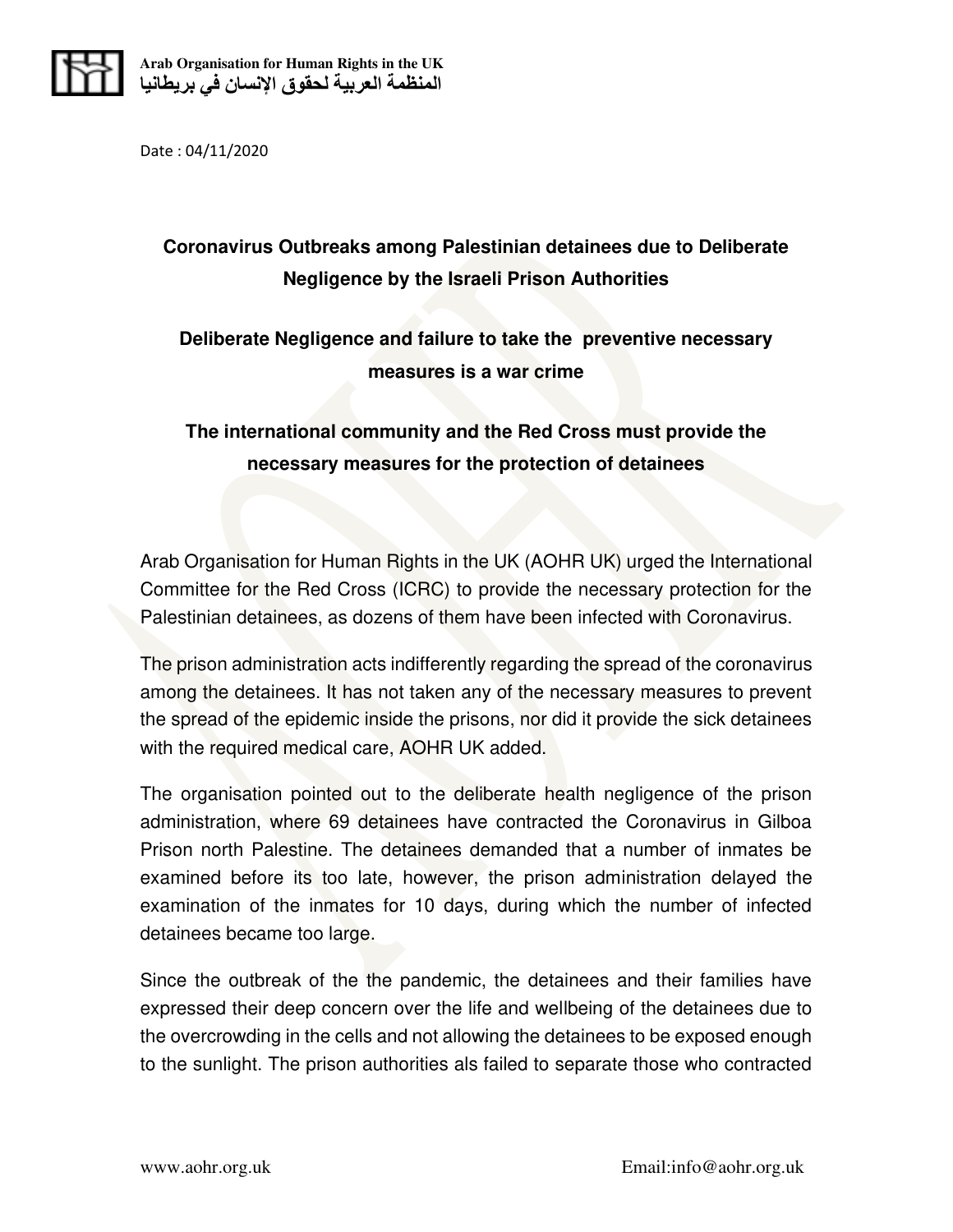Arab Organisation for Human Rights in the UK
المنظمة العربية لحقوق الإنسان في بريطانيا

Date : 04/11/2020

## Coronavirus Outbreaks among Palestinian detainees due to Deliberate Negligence by the Israeli Prison Authorities

## Deliberate Negligence and failure to take the preventive necessary measures is a war crime

## The international community and the Red Cross must provide the necessary measures for the protection of detainees

Arab Organisation for Human Rights in the UK (AOHR UK) urged the International Committee for the Red Cross (ICRC) to provide the necessary protection for the Palestinian detainees, as dozens of them have been infected with Coronavirus.

The prison administration acts indifferently regarding the spread of the coronavirus among the detainees. It has not taken any of the necessary measures to prevent the spread of the epidemic inside the prisons, nor did it provide the sick detainees with the required medical care, AOHR UK added.

The organisation pointed out to the deliberate health negligence of the prison administration, where 69 detainees have contracted the Coronavirus in Gilboa Prison north Palestine. The detainees demanded that a number of inmates be examined before its too late, however, the prison administration delayed the examination of the inmates for 10 days, during which the number of infected detainees became too large.

Since the outbreak of the the pandemic, the detainees and their families have expressed their deep concern over the life and wellbeing of the detainees due to the overcrowding in the cells and not allowing the detainees to be exposed enough to the sunlight. The prison authorities als failed to separate those who contracted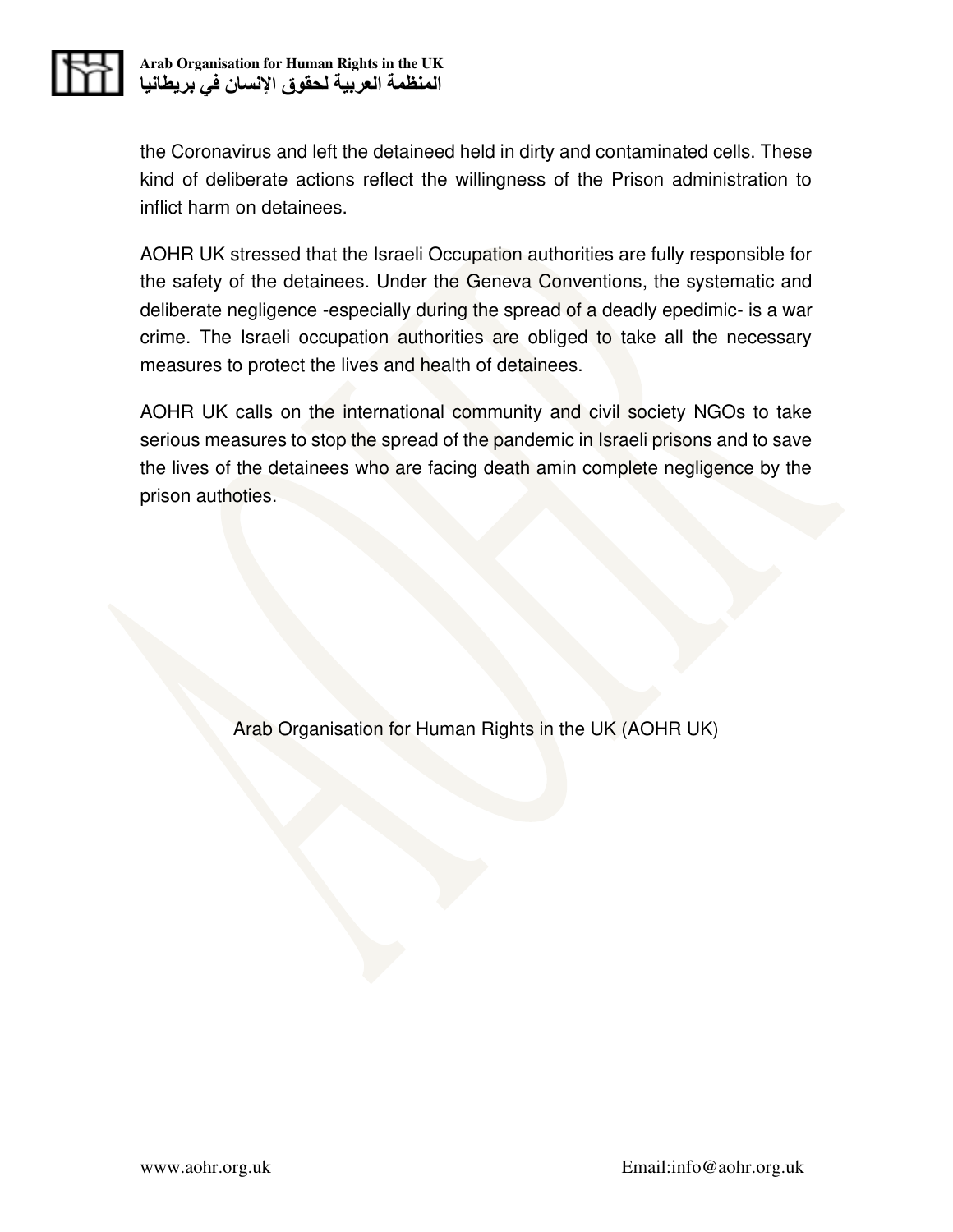the Coronavirus and left the detaineed held in dirty and contaminated cells. These kind of deliberate actions reflect the willingness of the Prison administration to inflict harm on detainees.

AOHR UK stressed that the Israeli Occupation authorities are fully responsible for the safety of the detainees. Under the Geneva Conventions, the systematic and deliberate negligence -especially during the spread of a deadly epedimic- is a war crime. The Israeli occupation authorities are obliged to take all the necessary measures to protect the lives and health of detainees.

AOHR UK calls on the international community and civil society NGOs to take serious measures to stop the spread of the pandemic in Israeli prisons and to save the lives of the detainees who are facing death amin complete negligence by the prison authoties.

Arab Organisation for Human Rights in the UK (AOHR UK)